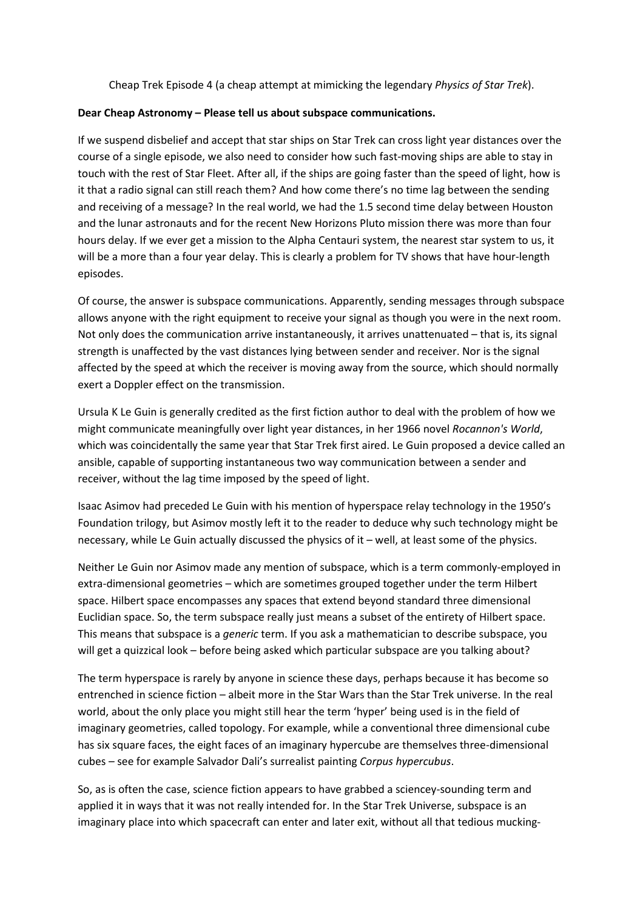Cheap Trek Episode 4 (a cheap attempt at mimicking the legendary *Physics of Star Trek*).

**Dear Cheap Astronomy – Please tell us about subspace communications.**

If we suspend disbelief and accept that star ships on Star Trek can cross light year distances over the course of a single episode, we also need to consider how such fast-moving ships are able to stay in touch with the rest of Star Fleet. After all, if the ships are going faster than the speed of light, how is it that a radio signal can still reach them? And how come there's no time lag between the sending and receiving of a message? In the real world, we had the 1.5 second time delay between Houston and the lunar astronauts and for the recent New Horizons Pluto mission there was more than four hours delay. If we ever get a mission to the Alpha Centauri system, the nearest star system to us, it will be a more than a four year delay. This is clearly a problem for TV shows that have hour-length episodes.

Of course, the answer is subspace communications. Apparently, sending messages through subspace allows anyone with the right equipment to receive your signal as though you were in the next room. Not only does the communication arrive instantaneously, it arrives unattenuated – that is, its signal strength is unaffected by the vast distances lying between sender and receiver. Nor is the signal affected by the speed at which the receiver is moving away from the source, which should normally exert a Doppler effect on the transmission.

Ursula K Le Guin is generally credited as the first fiction author to deal with the problem of how we might communicate meaningfully over light year distances, in her 1966 novel *Rocannon's World*, which was coincidentally the same year that Star Trek first aired. Le Guin proposed a device called an ansible, capable of supporting instantaneous two way communication between a sender and receiver, without the lag time imposed by the speed of light.

Isaac Asimov had preceded Le Guin with his mention of hyperspace relay technology in the 1950's Foundation trilogy, but Asimov mostly left it to the reader to deduce why such technology might be necessary, while Le Guin actually discussed the physics of it – well, at least some of the physics.

Neither Le Guin nor Asimov made any mention of subspace, which is a term commonly-employed in extra-dimensional geometries – which are sometimes grouped together under the term Hilbert space. Hilbert space encompasses any spaces that extend beyond standard three dimensional Euclidian space. So, the term subspace really just means a subset of the entirety of Hilbert space. This means that subspace is a *generic* term. If you ask a mathematician to describe subspace, you will get a quizzical look – before being asked which particular subspace are you talking about?

The term hyperspace is rarely by anyone in science these days, perhaps because it has become so entrenched in science fiction – albeit more in the Star Wars than the Star Trek universe. In the real world, about the only place you might still hear the term 'hyper' being used is in the field of imaginary geometries, called topology. For example, while a conventional three dimensional cube has six square faces, the eight faces of an imaginary hypercube are themselves three-dimensional cubes – see for example Salvador Dali's surrealist painting *Corpus hypercubus*.

So, as is often the case, science fiction appears to have grabbed a sciencey-sounding term and applied it in ways that it was not really intended for. In the Star Trek Universe, subspace is an imaginary place into which spacecraft can enter and later exit, without all that tedious mucking-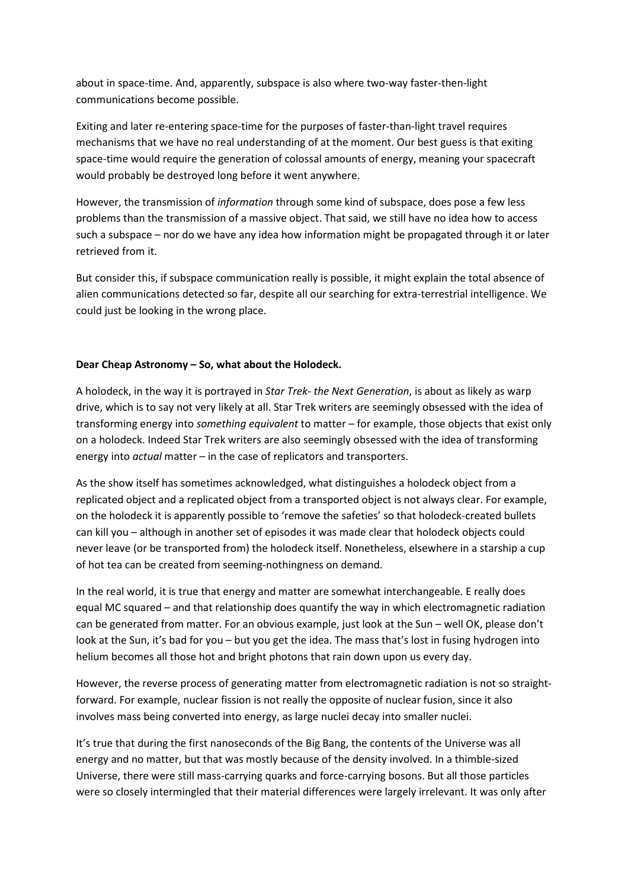about in space-time. And, apparently, subspace is also where two-way faster-then-light communications become possible.

Exiting and later re-entering space-time for the purposes of faster-than-light travel requires mechanisms that we have no real understanding of at the moment. Our best guess is that exiting space-time would require the generation of colossal amounts of energy, meaning your spacecraft would probably be destroyed long before it went anywhere.

However, the transmission of *information* through some kind of subspace, does pose a few less problems than the transmission of a massive object. That said, we still have no idea how to access such a subspace – nor do we have any idea how information might be propagated through it or later retrieved from it.

But consider this, if subspace communication really is possible, it might explain the total absence of alien communications detected so far, despite all our searching for extra-terrestrial intelligence. We could just be looking in the wrong place.

**Dear Cheap Astronomy – So, what about the Holodeck.**

A holodeck, in the way it is portrayed in *Star Trek- the Next Generation*, is about as likely as warp drive, which is to say not very likely at all. Star Trek writers are seemingly obsessed with the idea of transforming energy into *something equivalent* to matter – for example, those objects that exist only on a holodeck. Indeed Star Trek writers are also seemingly obsessed with the idea of transforming energy into *actual* matter – in the case of replicators and transporters.

As the show itself has sometimes acknowledged, what distinguishes a holodeck object from a replicated object and a replicated object from a transported object is not always clear. For example, on the holodeck it is apparently possible to 'remove the safeties' so that holodeck-created bullets can kill you – although in another set of episodes it was made clear that holodeck objects could never leave (or be transported from) the holodeck itself. Nonetheless, elsewhere in a starship a cup of hot tea can be created from seeming-nothingness on demand.

In the real world, it is true that energy and matter are somewhat interchangeable. E really does equal MC squared – and that relationship does quantify the way in which electromagnetic radiation can be generated from matter. For an obvious example, just look at the Sun – well OK, please don't look at the Sun, it's bad for you – but you get the idea. The mass that's lost in fusing hydrogen into helium becomes all those hot and bright photons that rain down upon us every day.

However, the reverse process of generating matter from electromagnetic radiation is not so straight-forward. For example, nuclear fission is not really the opposite of nuclear fusion, since it also involves mass being converted into energy, as large nuclei decay into smaller nuclei.

It's true that during the first nanoseconds of the Big Bang, the contents of the Universe was all energy and no matter, but that was mostly because of the density involved. In a thimble-sized Universe, there were still mass-carrying quarks and force-carrying bosons. But all those particles were so closely intermingled that their material differences were largely irrelevant. It was only after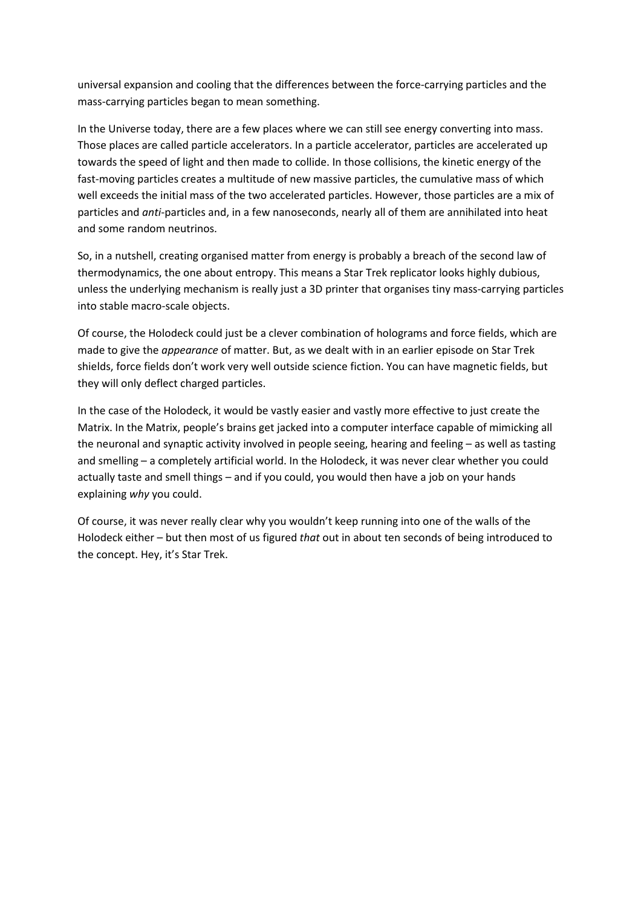universal expansion and cooling that the differences between the force-carrying particles and the mass-carrying particles began to mean something.

In the Universe today, there are a few places where we can still see energy converting into mass. Those places are called particle accelerators. In a particle accelerator, particles are accelerated up towards the speed of light and then made to collide. In those collisions, the kinetic energy of the fast-moving particles creates a multitude of new massive particles, the cumulative mass of which well exceeds the initial mass of the two accelerated particles. However, those particles are a mix of particles and *anti*-particles and, in a few nanoseconds, nearly all of them are annihilated into heat and some random neutrinos.

So, in a nutshell, creating organised matter from energy is probably a breach of the second law of thermodynamics, the one about entropy. This means a Star Trek replicator looks highly dubious, unless the underlying mechanism is really just a 3D printer that organises tiny mass-carrying particles into stable macro-scale objects.

Of course, the Holodeck could just be a clever combination of holograms and force fields, which are made to give the *appearance* of matter. But, as we dealt with in an earlier episode on Star Trek shields, force fields don't work very well outside science fiction. You can have magnetic fields, but they will only deflect charged particles.

In the case of the Holodeck, it would be vastly easier and vastly more effective to just create the Matrix. In the Matrix, people's brains get jacked into a computer interface capable of mimicking all the neuronal and synaptic activity involved in people seeing, hearing and feeling – as well as tasting and smelling – a completely artificial world. In the Holodeck, it was never clear whether you could actually taste and smell things – and if you could, you would then have a job on your hands explaining *why* you could.

Of course, it was never really clear why you wouldn't keep running into one of the walls of the Holodeck either – but then most of us figured *that* out in about ten seconds of being introduced to the concept. Hey, it's Star Trek.